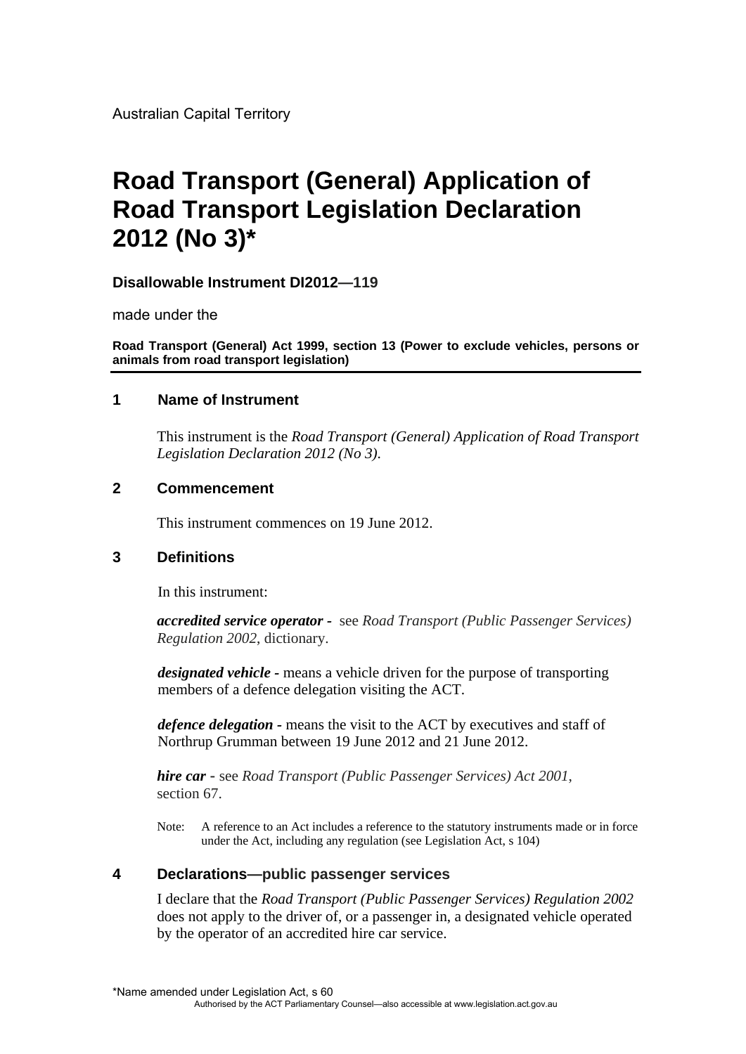Australian Capital Territory

# Road Transport (General) Application of Road Transport Legislation Declaration 2012 (No 3)*

**Disallowable Instrument DI2012—119**

made under the

**Road Transport (General) Act 1999, section 13 (Power to exclude vehicles, persons or animals from road transport legislation)**

## 1 Name of Instrument

This instrument is the *Road Transport (General) Application of Road Transport Legislation Declaration 2012 (No 3)*.

## 2 Commencement

This instrument commences on 19 June 2012.

## 3 Definitions

In this instrument:

***accredited service operator*** - see *Road Transport (Public Passenger Services) Regulation 2002*, dictionary.

***designated vehicle*** - means a vehicle driven for the purpose of transporting members of a defence delegation visiting the ACT.

***defence delegation*** - means the visit to the ACT by executives and staff of Northrup Grumman between 19 June 2012 and 21 June 2012.

***hire car*** - see *Road Transport (Public Passenger Services) Act 2001*, section 67.

Note: A reference to an Act includes a reference to the statutory instruments made or in force under the Act, including any regulation (see Legislation Act, s 104)

## 4 Declarations—public passenger services

I declare that the *Road Transport (Public Passenger Services) Regulation 2002* does not apply to the driver of, or a passenger in, a designated vehicle operated by the operator of an accredited hire car service.

*Name amended under Legislation Act, s 60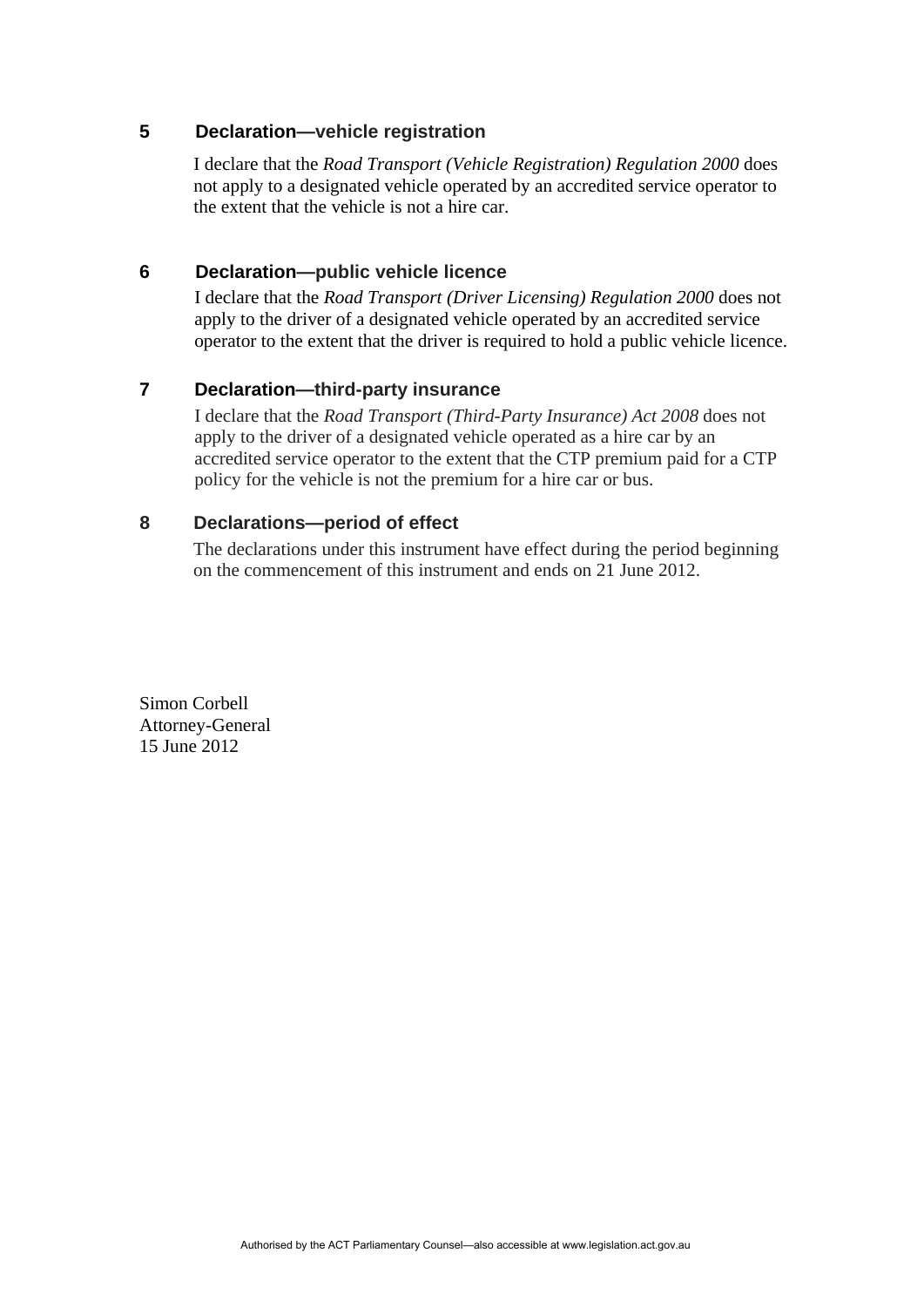## 5 Declaration—vehicle registration

I declare that the *Road Transport (Vehicle Registration) Regulation 2000* does not apply to a designated vehicle operated by an accredited service operator to the extent that the vehicle is not a hire car.

## 6 Declaration—public vehicle licence

I declare that the *Road Transport (Driver Licensing) Regulation 2000* does not apply to the driver of a designated vehicle operated by an accredited service operator to the extent that the driver is required to hold a public vehicle licence.

## 7 Declaration—third-party insurance

I declare that the *Road Transport (Third-Party Insurance) Act 2008* does not apply to the driver of a designated vehicle operated as a hire car by an accredited service operator to the extent that the CTP premium paid for a CTP policy for the vehicle is not the premium for a hire car or bus.

## 8 Declarations—period of effect

The declarations under this instrument have effect during the period beginning on the commencement of this instrument and ends on 21 June 2012.

Simon Corbell
Attorney-General
15 June 2012